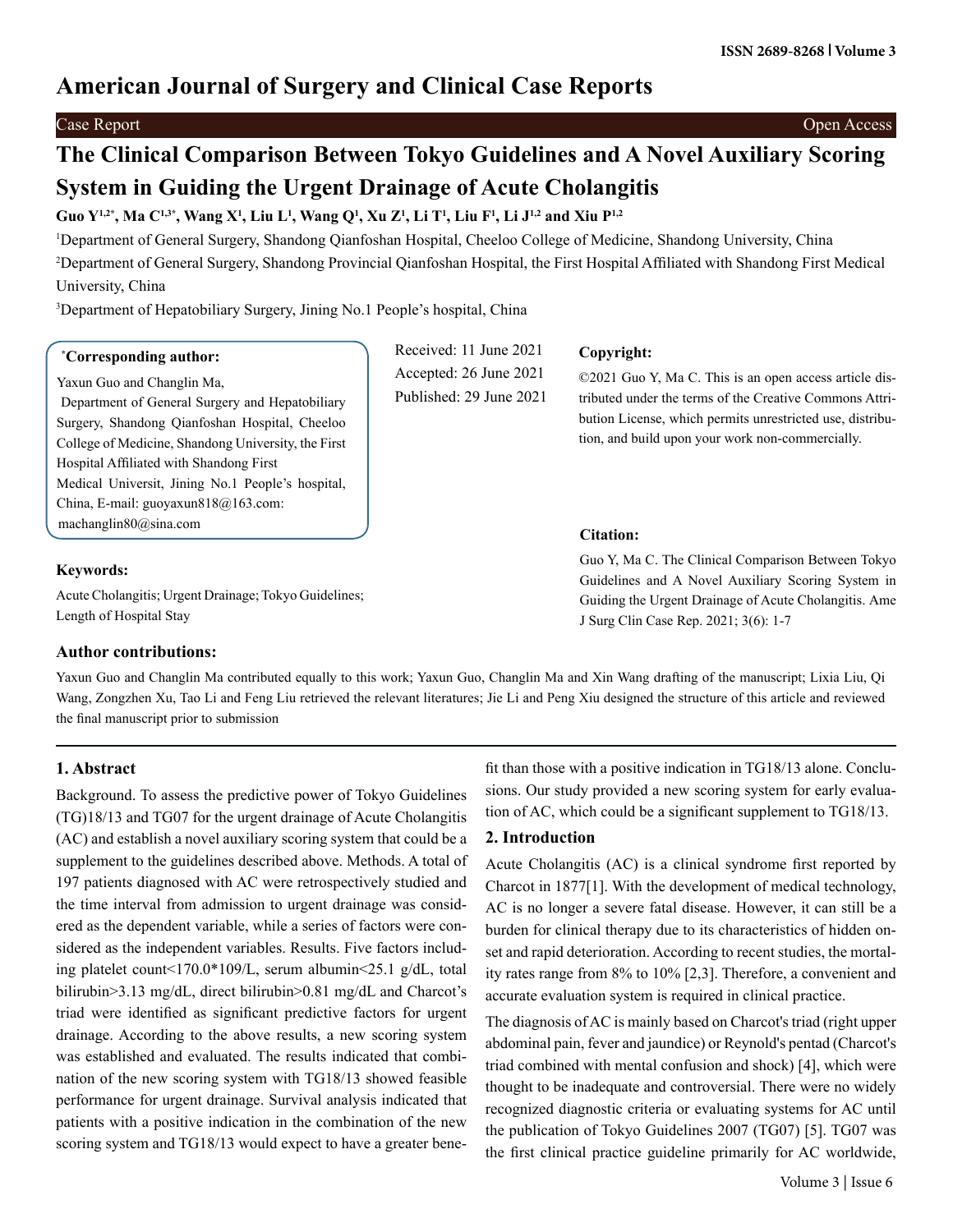American Journal of Surgery and Clinical Case Reports

Case Report — Open Access

# The Clinical Comparison Between Tokyo Guidelines and A Novel Auxiliary Scoring System in Guiding the Urgent Drainage of Acute Cholangitis

**Guo Y[1,2*], Ma C[1,3*], Wang X[1], Liu L[1], Wang Q[1], Xu Z[1], Li T[1], Liu F[1], Li J[1,2] and Xiu P[1,2]**

[1]Department of General Surgery, Shandong Qianfoshan Hospital, Cheeloo College of Medicine, Shandong University, China

[2]Department of General Surgery, Shandong Provincial Qianfoshan Hospital, the First Hospital Affiliated with Shandong First Medical University, China

[3]Department of Hepatobiliary Surgery, Jining No.1 People's hospital, China

**[*]Corresponding author:**

Yaxun Guo and Changlin Ma,
Department of General Surgery and Hepatobiliary Surgery, Shandong Qianfoshan Hospital, Cheeloo College of Medicine, Shandong University, the First Hospital Affiliated with Shandong First Medical Universit, Jining No.1 People's hospital, China, E-mail: guoyaxun818@163.com: machanglin80@sina.com

Received: 11 June 2021
Accepted: 26 June 2021
Published: 29 June 2021

**Copyright:**

©2021 Guo Y, Ma C. This is an open access article distributed under the terms of the Creative Commons Attribution License, which permits unrestricted use, distribution, and build upon your work non-commercially.

**Citation:**

Guo Y, Ma C. The Clinical Comparison Between Tokyo Guidelines and A Novel Auxiliary Scoring System in Guiding the Urgent Drainage of Acute Cholangitis. Ame J Surg Clin Case Rep. 2021; 3(6): 1-7

**Keywords:**

Acute Cholangitis; Urgent Drainage; Tokyo Guidelines; Length of Hospital Stay

**Author contributions:**

Yaxun Guo and Changlin Ma contributed equally to this work; Yaxun Guo, Changlin Ma and Xin Wang drafting of the manuscript; Lixia Liu, Qi Wang, Zongzhen Xu, Tao Li and Feng Liu retrieved the relevant literatures; Jie Li and Peng Xiu designed the structure of this article and reviewed the final manuscript prior to submission

## 1. Abstract

Background. To assess the predictive power of Tokyo Guidelines (TG)18/13 and TG07 for the urgent drainage of Acute Cholangitis (AC) and establish a novel auxiliary scoring system that could be a supplement to the guidelines described above. Methods. A total of 197 patients diagnosed with AC were retrospectively studied and the time interval from admission to urgent drainage was considered as the dependent variable, while a series of factors were considered as the independent variables. Results. Five factors including platelet count<170.0*109/L, serum albumin<25.1 g/dL, total bilirubin>3.13 mg/dL, direct bilirubin>0.81 mg/dL and Charcot's triad were identified as significant predictive factors for urgent drainage. According to the above results, a new scoring system was established and evaluated. The results indicated that combination of the new scoring system with TG18/13 showed feasible performance for urgent drainage. Survival analysis indicated that patients with a positive indication in the combination of the new scoring system and TG18/13 would expect to have a greater benefit than those with a positive indication in TG18/13 alone. Conclusions. Our study provided a new scoring system for early evaluation of AC, which could be a significant supplement to TG18/13.

## 2. Introduction

Acute Cholangitis (AC) is a clinical syndrome first reported by Charcot in 1877[1]. With the development of medical technology, AC is no longer a severe fatal disease. However, it can still be a burden for clinical therapy due to its characteristics of hidden onset and rapid deterioration. According to recent studies, the mortality rates range from 8% to 10% [2,3]. Therefore, a convenient and accurate evaluation system is required in clinical practice.

The diagnosis of AC is mainly based on Charcot's triad (right upper abdominal pain, fever and jaundice) or Reynold's pentad (Charcot's triad combined with mental confusion and shock) [4], which were thought to be inadequate and controversial. There were no widely recognized diagnostic criteria or evaluating systems for AC until the publication of Tokyo Guidelines 2007 (TG07) [5]. TG07 was the first clinical practice guideline primarily for AC worldwide,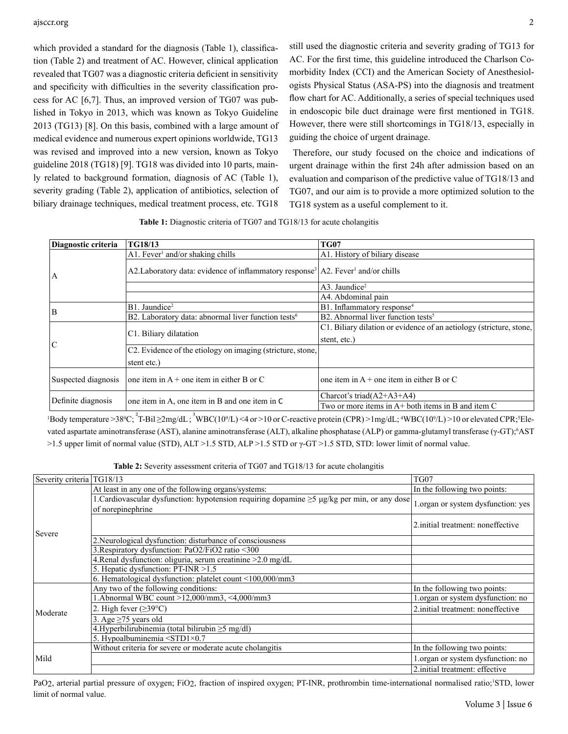which provided a standard for the diagnosis (Table 1), classification (Table 2) and treatment of AC. However, clinical application revealed that TG07 was a diagnostic criteria deficient in sensitivity and specificity with difficulties in the severity classification process for AC [6,7]. Thus, an improved version of TG07 was published in Tokyo in 2013, which was known as Tokyo Guideline 2013 (TG13) [8]. On this basis, combined with a large amount of medical evidence and numerous expert opinions worldwide, TG13 was revised and improved into a new version, known as Tokyo guideline 2018 (TG18) [9]. TG18 was divided into 10 parts, mainly related to background formation, diagnosis of AC (Table 1), severity grading (Table 2), application of antibiotics, selection of biliary drainage techniques, medical treatment process, etc. TG18 still used the diagnostic criteria and severity grading of TG13 for AC. For the first time, this guideline introduced the Charlson Comorbidity Index (CCI) and the American Society of Anesthesiologists Physical Status (ASA-PS) into the diagnosis and treatment flow chart for AC. Additionally, a series of special techniques used in endoscopic bile duct drainage were first mentioned in TG18. However, there were still shortcomings in TG18/13, especially in guiding the choice of urgent drainage.

Therefore, our study focused on the choice and indications of urgent drainage within the first 24h after admission based on an evaluation and comparison of the predictive value of TG18/13 and TG07, and our aim is to provide a more optimized solution to the TG18 system as a useful complement to it.

**Table 1:** Diagnostic criteria of TG07 and TG18/13 for acute cholangitis

| Diagnostic criteria | TG18/13 | TG07 |
|---|---|---|
| A | A1. Fever[1] and/or shaking chills | A1. History of biliary disease |
| | A2.Laboratory data: evidence of inflammatory response[3] | A2. Fever[1] and/or chills |
| | | A3. Jaundice[2] |
| | | A4. Abdominal pain |
| B | B1. Jaundice[2] | B1. Inflammatory response[4] |
| | B2. Laboratory data: abnormal liver function tests[6] | B2. Abnormal liver function tests[5] |
| C | C1. Biliary dilatation | C1. Biliary dilation or evidence of an aetiology (stricture, stone, stent, etc.) |
| | C2. Evidence of the etiology on imaging (stricture, stone, stent etc.) | |
| Suspected diagnosis | one item in A + one item in either B or C | one item in A + one item in either B or C |
| Definite diagnosis | one item in A, one item in B and one item in C | Charcot's triad(A2+A3+A4) |
| | | Two or more items in A+ both items in B and item C |

[1]Body temperature >38⁰C; [2]T-Bil ≥2mg/dL ; [3]WBC($10^9$/L) <4 or >10 or C-reactive protein (CPR) >1mg/dL; [4]WBC($10^9$/L) >10 or elevated CPR;[5]Elevated aspartate aminotransferase (AST), alanine aminotransferase (ALT), alkaline phosphatase (ALP) or gamma-glutamyl transferase (γ-GT);[6]AST >1.5 upper limit of normal value (STD), ALT >1.5 STD, ALP >1.5 STD or γ-GT >1.5 STD, STD: lower limit of normal value.

**Table 2:** Severity assessment criteria of TG07 and TG18/13 for acute cholangitis

| Severity criteria | TG18/13 | TG07 |
|---|---|---|
| Severe | At least in any one of the following organs/systems: | In the following two points: |
| | 1.Cardiovascular dysfunction: hypotension requiring dopamine ≥5 μg/kg per min, or any dose of norepinephrine | 1.organ or system dysfunction: yes |
| | | 2.initial treatment: noneffective |
| | 2.Neurological dysfunction: disturbance of consciousness | |
| | 3.Respiratory dysfunction: $PaO_2/FiO_2$ ratio <300 | |
| | 4.Renal dysfunction: oliguria, serum creatinine >2.0 mg/dL | |
| | 5. Hepatic dysfunction: PT-INR >1.5 | |
| | 6. Hematological dysfunction: platelet count <100,000/mm3 | |
| Moderate | Any two of the following conditions: | In the following two points: |
| | 1.Abnormal WBC count >12,000/mm3, <4,000/mm3 | 1.organ or system dysfunction: no |
| | 2. High fever (≥39°C) | 2.initial treatment: noneffective |
| | 3. Age ≥75 years old | |
| | 4.Hyperbilirubinemia (total bilirubin ≥5 mg/dl) | |
| | 5. Hypoalbuminemia <STD1×0.7 | |
| Mild | Without criteria for severe or moderate acute cholangitis | In the following two points: |
| | | 1.organ or system dysfunction: no |
| | | 2.initial treatment: effective |

$PaO_2$, arterial partial pressure of oxygen; $FiO_2$, fraction of inspired oxygen; PT-INR, prothrombin time-international normalised ratio;[1]STD, lower limit of normal value.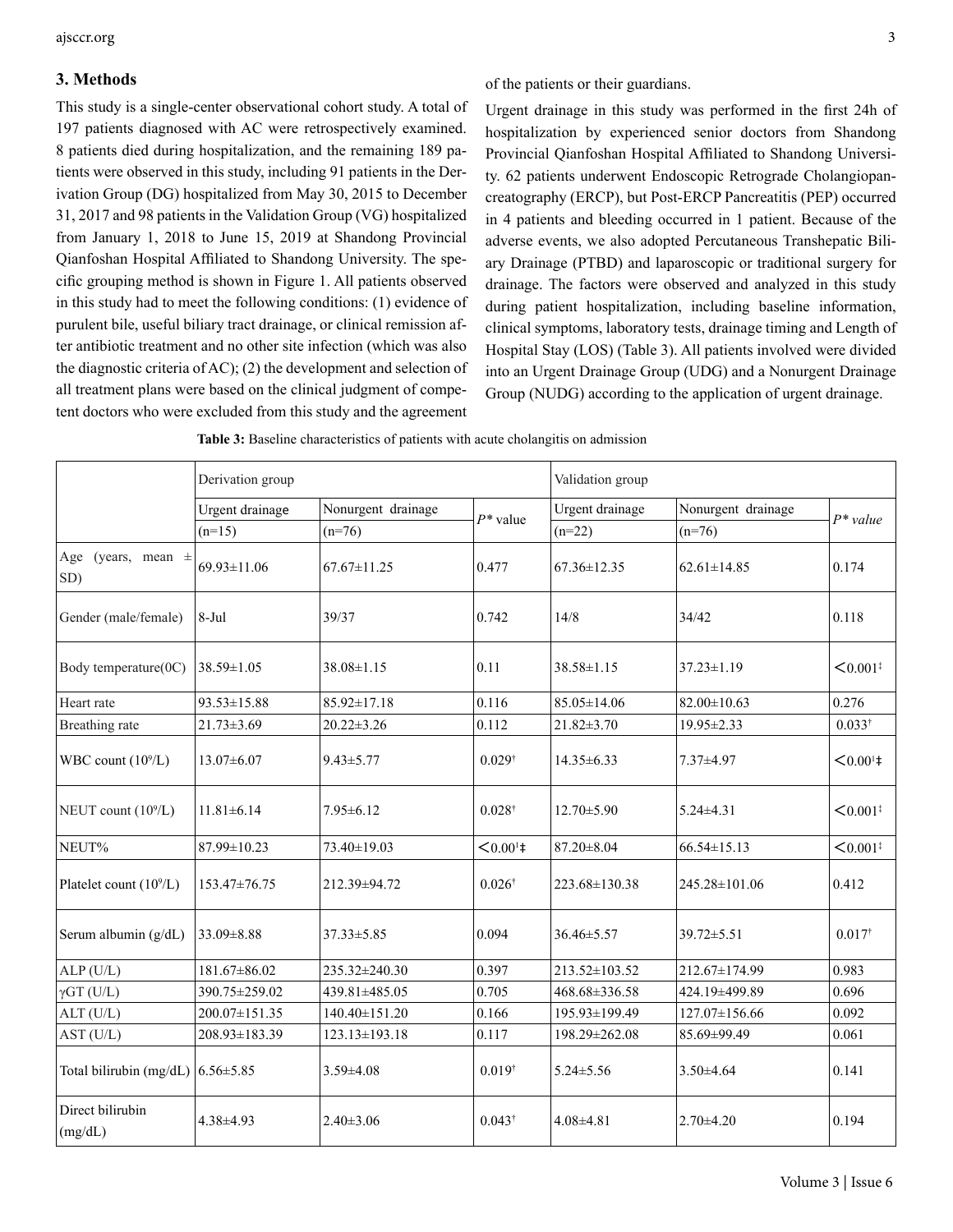## 3. Methods

This study is a single-center observational cohort study. A total of 197 patients diagnosed with AC were retrospectively examined. 8 patients died during hospitalization, and the remaining 189 patients were observed in this study, including 91 patients in the Derivation Group (DG) hospitalized from May 30, 2015 to December 31, 2017 and 98 patients in the Validation Group (VG) hospitalized from January 1, 2018 to June 15, 2019 at Shandong Provincial Qianfoshan Hospital Affiliated to Shandong University. The specific grouping method is shown in Figure 1. All patients observed in this study had to meet the following conditions: (1) evidence of purulent bile, useful biliary tract drainage, or clinical remission after antibiotic treatment and no other site infection (which was also the diagnostic criteria of AC); (2) the development and selection of all treatment plans were based on the clinical judgment of competent doctors who were excluded from this study and the agreement of the patients or their guardians.

Urgent drainage in this study was performed in the first 24h of hospitalization by experienced senior doctors from Shandong Provincial Qianfoshan Hospital Affiliated to Shandong University. 62 patients underwent Endoscopic Retrograde Cholangiopancreatography (ERCP), but Post-ERCP Pancreatitis (PEP) occurred in 4 patients and bleeding occurred in 1 patient. Because of the adverse events, we also adopted Percutaneous Transhepatic Biliary Drainage (PTBD) and laparoscopic or traditional surgery for drainage. The factors were observed and analyzed in this study during patient hospitalization, including baseline information, clinical symptoms, laboratory tests, drainage timing and Length of Hospital Stay (LOS) (Table 3). All patients involved were divided into an Urgent Drainage Group (UDG) and a Nonurgent Drainage Group (NUDG) according to the application of urgent drainage.

**Table 3:** Baseline characteristics of patients with acute cholangitis on admission

| | Derivation group | | | Validation group | | |
|---|---|---|---|---|---|---|
| | Urgent drainage (n=15) | Nonurgent drainage (n=76) | *P\** value | Urgent drainage (n=22) | Nonurgent drainage (n=76) | *P\* value* |
| Age (years, mean ± SD) | 69.93±11.06 | 67.67±11.25 | 0.477 | 67.36±12.35 | 62.61±14.85 | 0.174 |
| Gender (male/female) | 8-Jul | 39/37 | 0.742 | 14/8 | 34/42 | 0.118 |
| Body temperature(0C) | 38.59±1.05 | 38.08±1.15 | 0.11 | 38.58±1.15 | 37.23±1.19 | <0.001‡ |
| Heart rate | 93.53±15.88 | 85.92±17.18 | 0.116 | 85.05±14.06 | 82.00±10.63 | 0.276 |
| Breathing rate | 21.73±3.69 | 20.22±3.26 | 0.112 | 21.82±3.70 | 19.95±2.33 | 0.033† |
| WBC count ($10^9$/L) | 13.07±6.07 | 9.43±5.77 | 0.029† | 14.35±6.33 | 7.37±4.97 | <0.00¹‡ |
| NEUT count ($10^9$/L) | 11.81±6.14 | 7.95±6.12 | 0.028† | 12.70±5.90 | 5.24±4.31 | <0.001‡ |
| NEUT% | 87.99±10.23 | 73.40±19.03 | <0.00¹‡ | 87.20±8.04 | 66.54±15.13 | <0.001‡ |
| Platelet count ($10^9$/L) | 153.47±76.75 | 212.39±94.72 | 0.026† | 223.68±130.38 | 245.28±101.06 | 0.412 |
| Serum albumin (g/dL) | 33.09±8.88 | 37.33±5.85 | 0.094 | 36.46±5.57 | 39.72±5.51 | 0.017† |
| ALP (U/L) | 181.67±86.02 | 235.32±240.30 | 0.397 | 213.52±103.52 | 212.67±174.99 | 0.983 |
| γGT (U/L) | 390.75±259.02 | 439.81±485.05 | 0.705 | 468.68±336.58 | 424.19±499.89 | 0.696 |
| ALT (U/L) | 200.07±151.35 | 140.40±151.20 | 0.166 | 195.93±199.49 | 127.07±156.66 | 0.092 |
| AST (U/L) | 208.93±183.39 | 123.13±193.18 | 0.117 | 198.29±262.08 | 85.69±99.49 | 0.061 |
| Total bilirubin (mg/dL) | 6.56±5.85 | 3.59±4.08 | 0.019† | 5.24±5.56 | 3.50±4.64 | 0.141 |
| Direct bilirubin (mg/dL) | 4.38±4.93 | 2.40±3.06 | 0.043† | 4.08±4.81 | 2.70±4.20 | 0.194 |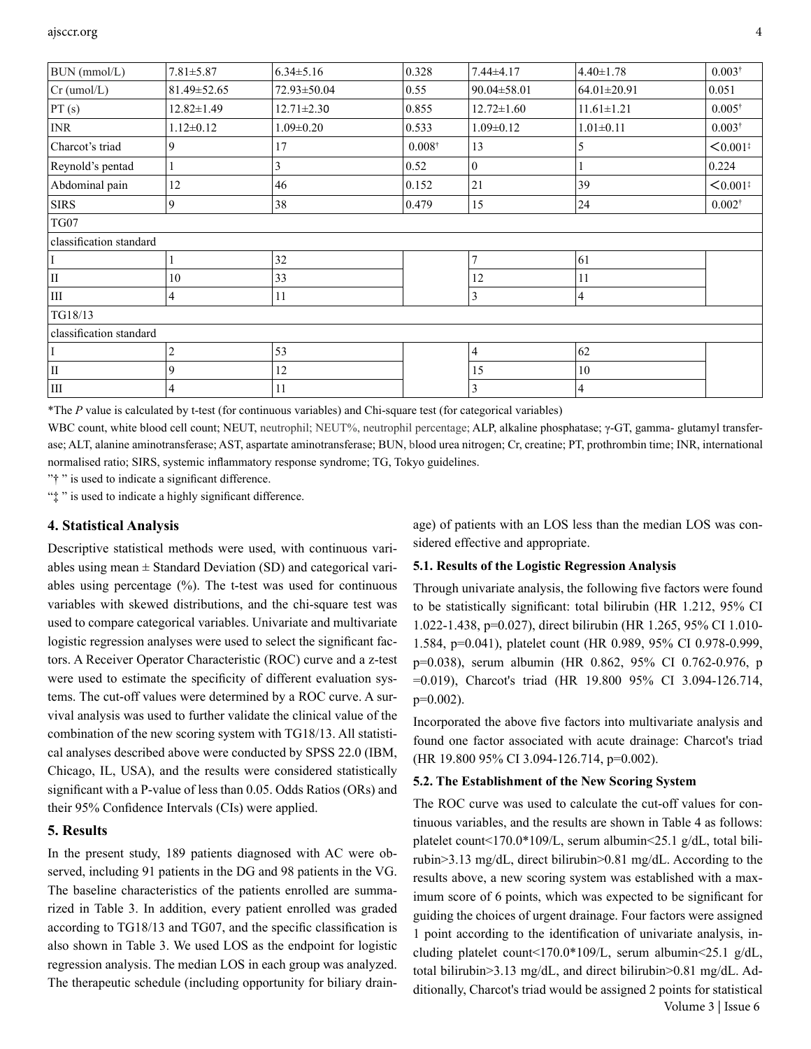| BUN (mmol/L) | 7.81±5.87 | 6.34±5.16 | 0.328 | 7.44±4.17 | 4.40±1.78 | 0.003† |
|---|---|---|---|---|---|---|
| Cr (umol/L) | 81.49±52.65 | 72.93±50.04 | 0.55 | 90.04±58.01 | 64.01±20.91 | 0.051 |
| PT (s) | 12.82±1.49 | 12.71±2.30 | 0.855 | 12.72±1.60 | 11.61±1.21 | 0.005† |
| INR | 1.12±0.12 | 1.09±0.20 | 0.533 | 1.09±0.12 | 1.01±0.11 | 0.003† |
| Charcot's triad | 9 | 17 | 0.008† | 13 | 5 | <0.001‡ |
| Reynold's pentad | 1 | 3 | 0.52 | 0 | 1 | 0.224 |
| Abdominal pain | 12 | 46 | 0.152 | 21 | 39 | <0.001‡ |
| SIRS | 9 | 38 | 0.479 | 15 | 24 | 0.002† |
| TG07 | | | | | | |
| classification standard | | | | | | |
| I | 1 | 32 | | 7 | 61 | |
| II | 10 | 33 | | 12 | 11 | |
| III | 4 | 11 | | 3 | 4 | |
| TG18/13 | | | | | | |
| classification standard | | | | | | |
| I | 2 | 53 | | 4 | 62 | |
| II | 9 | 12 | | 15 | 10 | |
| III | 4 | 11 | | 3 | 4 | |

*The *P* value is calculated by t-test (for continuous variables) and Chi-square test (for categorical variables)

WBC count, white blood cell count; NEUT, neutrophil; NEUT%, neutrophil percentage; ALP, alkaline phosphatase; γ-GT, gamma- glutamyl transferase; ALT, alanine aminotransferase; AST, aspartate aminotransferase; BUN, blood urea nitrogen; Cr, creatine; PT, prothrombin time; INR, international normalised ratio; SIRS, systemic inflammatory response syndrome; TG, Tokyo guidelines.

"† " is used to indicate a significant difference.

"‡ " is used to indicate a highly significant difference.

## 4. Statistical Analysis

Descriptive statistical methods were used, with continuous variables using mean ± Standard Deviation (SD) and categorical variables using percentage (%). The t-test was used for continuous variables with skewed distributions, and the chi-square test was used to compare categorical variables. Univariate and multivariate logistic regression analyses were used to select the significant factors. A Receiver Operator Characteristic (ROC) curve and a z-test were used to estimate the specificity of different evaluation systems. The cut-off values were determined by a ROC curve. A survival analysis was used to further validate the clinical value of the combination of the new scoring system with TG18/13. All statistical analyses described above were conducted by SPSS 22.0 (IBM, Chicago, IL, USA), and the results were considered statistically significant with a P-value of less than 0.05. Odds Ratios (ORs) and their 95% Confidence Intervals (CIs) were applied.

## 5. Results

In the present study, 189 patients diagnosed with AC were observed, including 91 patients in the DG and 98 patients in the VG. The baseline characteristics of the patients enrolled are summarized in Table 3. In addition, every patient enrolled was graded according to TG18/13 and TG07, and the specific classification is also shown in Table 3. We used LOS as the endpoint for logistic regression analysis. The median LOS in each group was analyzed. The therapeutic schedule (including opportunity for biliary drainage) of patients with an LOS less than the median LOS was considered effective and appropriate.

### 5.1. Results of the Logistic Regression Analysis

Through univariate analysis, the following five factors were found to be statistically significant: total bilirubin (HR 1.212, 95% CI 1.022-1.438, p=0.027), direct bilirubin (HR 1.265, 95% CI 1.010-1.584, p=0.041), platelet count (HR 0.989, 95% CI 0.978-0.999, p=0.038), serum albumin (HR 0.862, 95% CI 0.762-0.976, p =0.019), Charcot's triad (HR 19.800 95% CI 3.094-126.714, p=0.002).

Incorporated the above five factors into multivariate analysis and found one factor associated with acute drainage: Charcot's triad (HR 19.800 95% CI 3.094-126.714, p=0.002).

### 5.2. The Establishment of the New Scoring System

The ROC curve was used to calculate the cut-off values for continuous variables, and the results are shown in Table 4 as follows: platelet count<170.0*109/L, serum albumin<25.1 g/dL, total bilirubin>3.13 mg/dL, direct bilirubin>0.81 mg/dL. According to the results above, a new scoring system was established with a maximum score of 6 points, which was expected to be significant for guiding the choices of urgent drainage. Four factors were assigned 1 point according to the identification of univariate analysis, including platelet count<170.0*109/L, serum albumin<25.1 g/dL, total bilirubin>3.13 mg/dL, and direct bilirubin>0.81 mg/dL. Additionally, Charcot's triad would be assigned 2 points for statistical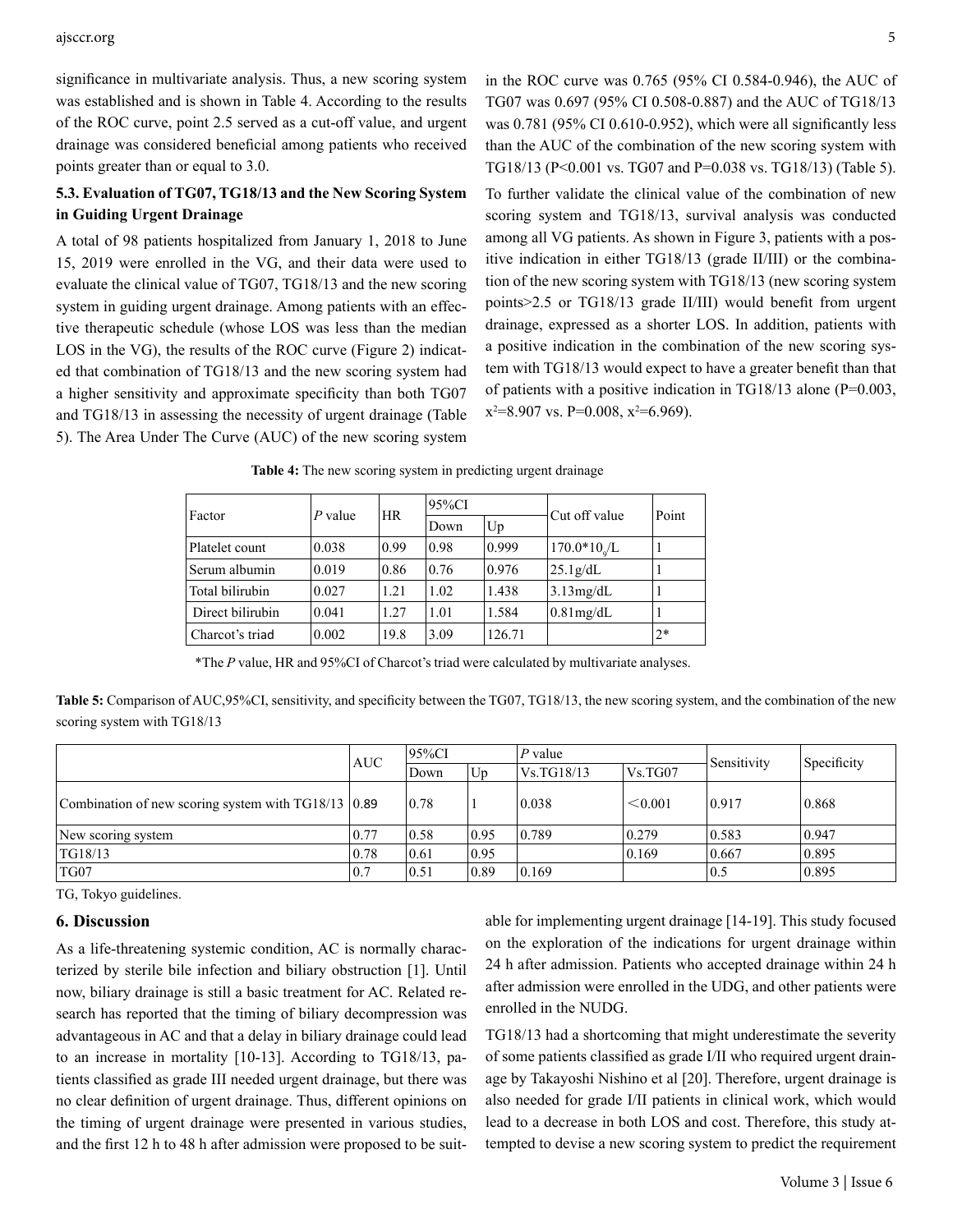significance in multivariate analysis. Thus, a new scoring system was established and is shown in Table 4. According to the results of the ROC curve, point 2.5 served as a cut-off value, and urgent drainage was considered beneficial among patients who received points greater than or equal to 3.0.

### 5.3. Evaluation of TG07, TG18/13 and the New Scoring System in Guiding Urgent Drainage

A total of 98 patients hospitalized from January 1, 2018 to June 15, 2019 were enrolled in the VG, and their data were used to evaluate the clinical value of TG07, TG18/13 and the new scoring system in guiding urgent drainage. Among patients with an effective therapeutic schedule (whose LOS was less than the median LOS in the VG), the results of the ROC curve (Figure 2) indicated that combination of TG18/13 and the new scoring system had a higher sensitivity and approximate specificity than both TG07 and TG18/13 in assessing the necessity of urgent drainage (Table 5). The Area Under The Curve (AUC) of the new scoring system in the ROC curve was 0.765 (95% CI 0.584-0.946), the AUC of TG07 was 0.697 (95% CI 0.508-0.887) and the AUC of TG18/13 was 0.781 (95% CI 0.610-0.952), which were all significantly less than the AUC of the combination of the new scoring system with TG18/13 (P<0.001 vs. TG07 and P=0.038 vs. TG18/13) (Table 5).

To further validate the clinical value of the combination of new scoring system and TG18/13, survival analysis was conducted among all VG patients. As shown in Figure 3, patients with a positive indication in either TG18/13 (grade II/III) or the combination of the new scoring system with TG18/13 (new scoring system points>2.5 or TG18/13 grade II/III) would benefit from urgent drainage, expressed as a shorter LOS. In addition, patients with a positive indication in the combination of the new scoring system with TG18/13 would expect to have a greater benefit than that of patients with a positive indication in TG18/13 alone (P=0.003, $x^2$=8.907 vs. P=0.008, $x^2$=6.969).

**Table 4:** The new scoring system in predicting urgent drainage

| Factor | *P* value | HR | 95%CI | | Cut off value | Point |
|---|---|---|---|---|---|---|
| | | | Down | Up | | |
| Platelet count | 0.038 | 0.99 | 0.98 | 0.999 | $170.0*10_9/L$ | 1 |
| Serum albumin | 0.019 | 0.86 | 0.76 | 0.976 | 25.1g/dL | 1 |
| Total bilirubin | 0.027 | 1.21 | 1.02 | 1.438 | 3.13mg/dL | 1 |
| Direct bilirubin | 0.041 | 1.27 | 1.01 | 1.584 | 0.81mg/dL | 1 |
| Charcot's triad | 0.002 | 19.8 | 3.09 | 126.71 | | 2* |

*The *P* value, HR and 95%CI of Charcot's triad were calculated by multivariate analyses.

**Table 5:** Comparison of AUC,95%CI, sensitivity, and specificity between the TG07, TG18/13, the new scoring system, and the combination of the new scoring system with TG18/13

| | AUC | 95%CI | | *P* value | | Sensitivity | Specificity |
|---|---|---|---|---|---|---|---|
| | | Down | Up | Vs.TG18/13 | Vs.TG07 | | |
| Combination of new scoring system with TG18/13 | 0.89 | 0.78 | 1 | 0.038 | <0.001 | 0.917 | 0.868 |
| New scoring system | 0.77 | 0.58 | 0.95 | 0.789 | 0.279 | 0.583 | 0.947 |
| TG18/13 | 0.78 | 0.61 | 0.95 | | 0.169 | 0.667 | 0.895 |
| TG07 | 0.7 | 0.51 | 0.89 | 0.169 | | 0.5 | 0.895 |

TG, Tokyo guidelines.

## 6. Discussion

As a life-threatening systemic condition, AC is normally characterized by sterile bile infection and biliary obstruction [1]. Until now, biliary drainage is still a basic treatment for AC. Related research has reported that the timing of biliary decompression was advantageous in AC and that a delay in biliary drainage could lead to an increase in mortality [10-13]. According to TG18/13, patients classified as grade III needed urgent drainage, but there was no clear definition of urgent drainage. Thus, different opinions on the timing of urgent drainage were presented in various studies, and the first 12 h to 48 h after admission were proposed to be suitable for implementing urgent drainage [14-19]. This study focused on the exploration of the indications for urgent drainage within 24 h after admission. Patients who accepted drainage within 24 h after admission were enrolled in the UDG, and other patients were enrolled in the NUDG.

TG18/13 had a shortcoming that might underestimate the severity of some patients classified as grade I/II who required urgent drainage by Takayoshi Nishino et al [20]. Therefore, urgent drainage is also needed for grade I/II patients in clinical work, which would lead to a decrease in both LOS and cost. Therefore, this study attempted to devise a new scoring system to predict the requirement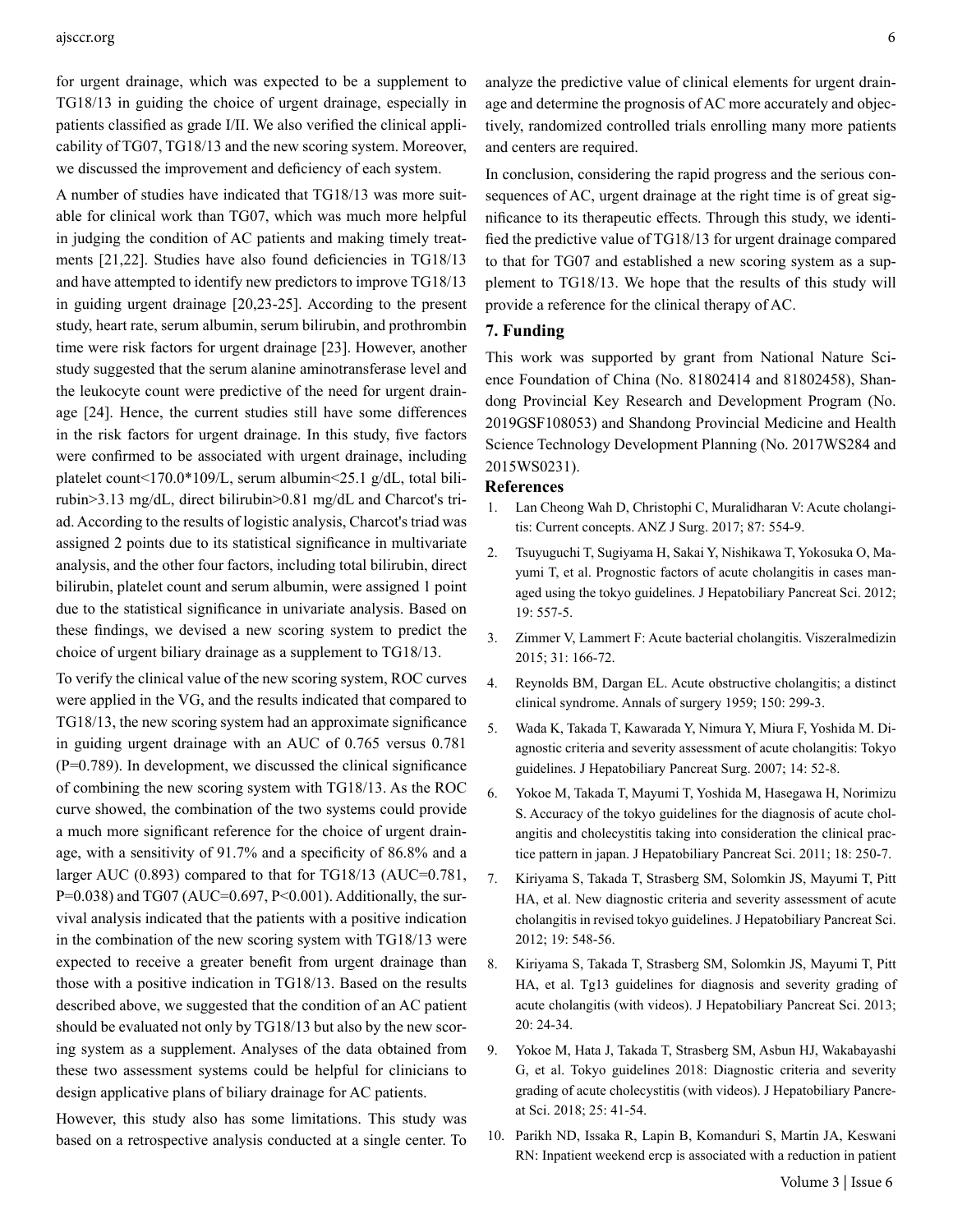for urgent drainage, which was expected to be a supplement to TG18/13 in guiding the choice of urgent drainage, especially in patients classified as grade I/II. We also verified the clinical applicability of TG07, TG18/13 and the new scoring system. Moreover, we discussed the improvement and deficiency of each system.

A number of studies have indicated that TG18/13 was more suitable for clinical work than TG07, which was much more helpful in judging the condition of AC patients and making timely treatments [21,22]. Studies have also found deficiencies in TG18/13 and have attempted to identify new predictors to improve TG18/13 in guiding urgent drainage [20,23-25]. According to the present study, heart rate, serum albumin, serum bilirubin, and prothrombin time were risk factors for urgent drainage [23]. However, another study suggested that the serum alanine aminotransferase level and the leukocyte count were predictive of the need for urgent drainage [24]. Hence, the current studies still have some differences in the risk factors for urgent drainage. In this study, five factors were confirmed to be associated with urgent drainage, including platelet count<170.0*109/L, serum albumin<25.1 g/dL, total bilirubin>3.13 mg/dL, direct bilirubin>0.81 mg/dL and Charcot's triad. According to the results of logistic analysis, Charcot's triad was assigned 2 points due to its statistical significance in multivariate analysis, and the other four factors, including total bilirubin, direct bilirubin, platelet count and serum albumin, were assigned 1 point due to the statistical significance in univariate analysis. Based on these findings, we devised a new scoring system to predict the choice of urgent biliary drainage as a supplement to TG18/13.

To verify the clinical value of the new scoring system, ROC curves were applied in the VG, and the results indicated that compared to TG18/13, the new scoring system had an approximate significance in guiding urgent drainage with an AUC of 0.765 versus 0.781 (P=0.789). In development, we discussed the clinical significance of combining the new scoring system with TG18/13. As the ROC curve showed, the combination of the two systems could provide a much more significant reference for the choice of urgent drainage, with a sensitivity of 91.7% and a specificity of 86.8% and a larger AUC (0.893) compared to that for TG18/13 (AUC=0.781, P=0.038) and TG07 (AUC=0.697, P<0.001). Additionally, the survival analysis indicated that the patients with a positive indication in the combination of the new scoring system with TG18/13 were expected to receive a greater benefit from urgent drainage than those with a positive indication in TG18/13. Based on the results described above, we suggested that the condition of an AC patient should be evaluated not only by TG18/13 but also by the new scoring system as a supplement. Analyses of the data obtained from these two assessment systems could be helpful for clinicians to design applicative plans of biliary drainage for AC patients.

However, this study also has some limitations. This study was based on a retrospective analysis conducted at a single center. To analyze the predictive value of clinical elements for urgent drainage and determine the prognosis of AC more accurately and objectively, randomized controlled trials enrolling many more patients and centers are required.

In conclusion, considering the rapid progress and the serious consequences of AC, urgent drainage at the right time is of great significance to its therapeutic effects. Through this study, we identified the predictive value of TG18/13 for urgent drainage compared to that for TG07 and established a new scoring system as a supplement to TG18/13. We hope that the results of this study will provide a reference for the clinical therapy of AC.

## 7. Funding

This work was supported by grant from National Nature Science Foundation of China (No. 81802414 and 81802458), Shandong Provincial Key Research and Development Program (No. 2019GSF108053) and Shandong Provincial Medicine and Health Science Technology Development Planning (No. 2017WS284 and 2015WS0231).

## References

1. Lan Cheong Wah D, Christophi C, Muralidharan V: Acute cholangitis: Current concepts. ANZ J Surg. 2017; 87: 554-9.
2. Tsuyuguchi T, Sugiyama H, Sakai Y, Nishikawa T, Yokosuka O, Mayumi T, et al. Prognostic factors of acute cholangitis in cases managed using the tokyo guidelines. J Hepatobiliary Pancreat Sci. 2012; 19: 557-5.
3. Zimmer V, Lammert F: Acute bacterial cholangitis. Viszeralmedizin 2015; 31: 166-72.
4. Reynolds BM, Dargan EL. Acute obstructive cholangitis; a distinct clinical syndrome. Annals of surgery 1959; 150: 299-3.
5. Wada K, Takada T, Kawarada Y, Nimura Y, Miura F, Yoshida M. Diagnostic criteria and severity assessment of acute cholangitis: Tokyo guidelines. J Hepatobiliary Pancreat Surg. 2007; 14: 52-8.
6. Yokoe M, Takada T, Mayumi T, Yoshida M, Hasegawa H, Norimizu S. Accuracy of the tokyo guidelines for the diagnosis of acute cholangitis and cholecystitis taking into consideration the clinical practice pattern in japan. J Hepatobiliary Pancreat Sci. 2011; 18: 250-7.
7. Kiriyama S, Takada T, Strasberg SM, Solomkin JS, Mayumi T, Pitt HA, et al. New diagnostic criteria and severity assessment of acute cholangitis in revised tokyo guidelines. J Hepatobiliary Pancreat Sci. 2012; 19: 548-56.
8. Kiriyama S, Takada T, Strasberg SM, Solomkin JS, Mayumi T, Pitt HA, et al. Tg13 guidelines for diagnosis and severity grading of acute cholangitis (with videos). J Hepatobiliary Pancreat Sci. 2013; 20: 24-34.
9. Yokoe M, Hata J, Takada T, Strasberg SM, Asbun HJ, Wakabayashi G, et al. Tokyo guidelines 2018: Diagnostic criteria and severity grading of acute cholecystitis (with videos). J Hepatobiliary Pancreat Sci. 2018; 25: 41-54.
10. Parikh ND, Issaka R, Lapin B, Komanduri S, Martin JA, Keswani RN: Inpatient weekend ercp is associated with a reduction in patient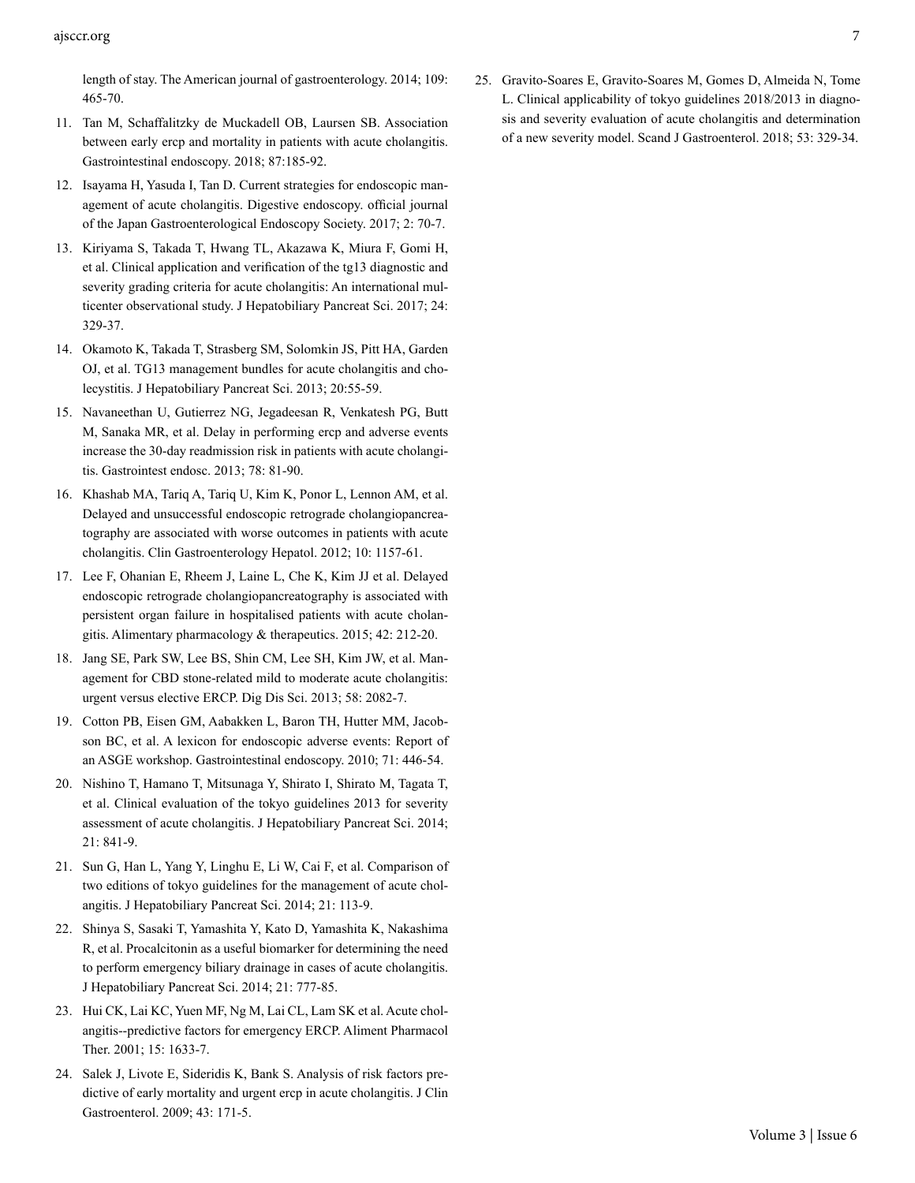length of stay. The American journal of gastroenterology. 2014; 109: 465-70.

11. Tan M, Schaffalitzky de Muckadell OB, Laursen SB. Association between early ercp and mortality in patients with acute cholangitis. Gastrointestinal endoscopy. 2018; 87:185-92.

12. Isayama H, Yasuda I, Tan D. Current strategies for endoscopic management of acute cholangitis. Digestive endoscopy. official journal of the Japan Gastroenterological Endoscopy Society. 2017; 2: 70-7.

13. Kiriyama S, Takada T, Hwang TL, Akazawa K, Miura F, Gomi H, et al. Clinical application and verification of the tg13 diagnostic and severity grading criteria for acute cholangitis: An international multicenter observational study. J Hepatobiliary Pancreat Sci. 2017; 24: 329-37.

14. Okamoto K, Takada T, Strasberg SM, Solomkin JS, Pitt HA, Garden OJ, et al. TG13 management bundles for acute cholangitis and cholecystitis. J Hepatobiliary Pancreat Sci. 2013; 20:55-59.

15. Navaneethan U, Gutierrez NG, Jegadeesan R, Venkatesh PG, Butt M, Sanaka MR, et al. Delay in performing ercp and adverse events increase the 30-day readmission risk in patients with acute cholangitis. Gastrointest endosc. 2013; 78: 81-90.

16. Khashab MA, Tariq A, Tariq U, Kim K, Ponor L, Lennon AM, et al. Delayed and unsuccessful endoscopic retrograde cholangiopancreatography are associated with worse outcomes in patients with acute cholangitis. Clin Gastroenterology Hepatol. 2012; 10: 1157-61.

17. Lee F, Ohanian E, Rheem J, Laine L, Che K, Kim JJ et al. Delayed endoscopic retrograde cholangiopancreatography is associated with persistent organ failure in hospitalised patients with acute cholangitis. Alimentary pharmacology & therapeutics. 2015; 42: 212-20.

18. Jang SE, Park SW, Lee BS, Shin CM, Lee SH, Kim JW, et al. Management for CBD stone-related mild to moderate acute cholangitis: urgent versus elective ERCP. Dig Dis Sci. 2013; 58: 2082-7.

19. Cotton PB, Eisen GM, Aabakken L, Baron TH, Hutter MM, Jacobson BC, et al. A lexicon for endoscopic adverse events: Report of an ASGE workshop. Gastrointestinal endoscopy. 2010; 71: 446-54.

20. Nishino T, Hamano T, Mitsunaga Y, Shirato I, Shirato M, Tagata T, et al. Clinical evaluation of the tokyo guidelines 2013 for severity assessment of acute cholangitis. J Hepatobiliary Pancreat Sci. 2014; 21: 841-9.

21. Sun G, Han L, Yang Y, Linghu E, Li W, Cai F, et al. Comparison of two editions of tokyo guidelines for the management of acute cholangitis. J Hepatobiliary Pancreat Sci. 2014; 21: 113-9.

22. Shinya S, Sasaki T, Yamashita Y, Kato D, Yamashita K, Nakashima R, et al. Procalcitonin as a useful biomarker for determining the need to perform emergency biliary drainage in cases of acute cholangitis. J Hepatobiliary Pancreat Sci. 2014; 21: 777-85.

23. Hui CK, Lai KC, Yuen MF, Ng M, Lai CL, Lam SK et al. Acute cholangitis--predictive factors for emergency ERCP. Aliment Pharmacol Ther. 2001; 15: 1633-7.

24. Salek J, Livote E, Sideridis K, Bank S. Analysis of risk factors predictive of early mortality and urgent ercp in acute cholangitis. J Clin Gastroenterol. 2009; 43: 171-5.

25. Gravito-Soares E, Gravito-Soares M, Gomes D, Almeida N, Tome L. Clinical applicability of tokyo guidelines 2018/2013 in diagnosis and severity evaluation of acute cholangitis and determination of a new severity model. Scand J Gastroenterol. 2018; 53: 329-34.